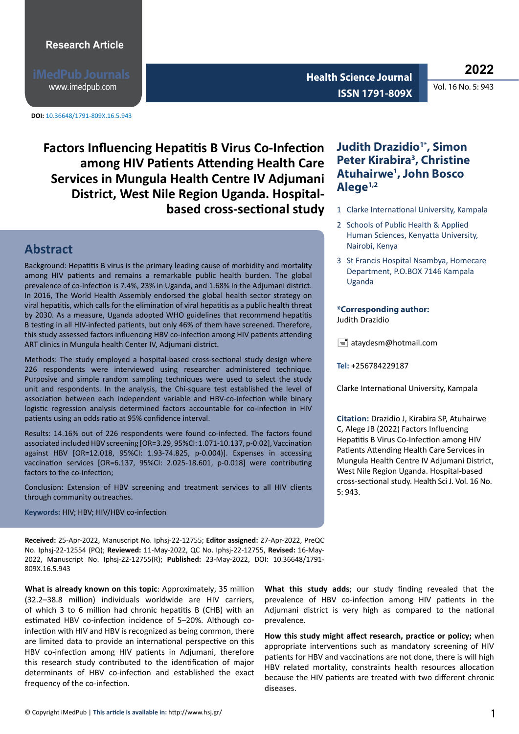Research Article

DOI: 10.36648/1791-809X.16.5.943

# Factors Influencing Hepatitis B Virus Co-Infection among HIV Patients Attending Health Care Services in Mungula Health Centre IV Adjumani District, West Nile Region Uganda. Hospital-based cross-sectional study

**Judith Drazidio[1*], Simon Peter Kirabira[3], Christine Atuhairwe[1], John Bosco Alege[1,2]**

1 Clarke International University, Kampala

2 Schools of Public Health & Applied Human Sciences, Kenyatta University, Nairobi, Kenya

3 St Francis Hospital Nsambya, Homecare Department, P.O.BOX 7146 Kampala Uganda

**\*Corresponding author:** Judith Drazidio

ataydesm@hotmail.com

**Tel:** +256784229187

Clarke International University, Kampala

**Citation:** Drazidio J, Kirabira SP, Atuhairwe C, Alege JB (2022) Factors Influencing Hepatitis B Virus Co-Infection among HIV Patients Attending Health Care Services in Mungula Health Centre IV Adjumani District, West Nile Region Uganda. Hospital-based cross-sectional study. Health Sci J. Vol. 16 No. 5: 943.

## Abstract

Background: Hepatitis B virus is the primary leading cause of morbidity and mortality among HIV patients and remains a remarkable public health burden. The global prevalence of co-infection is 7.4%, 23% in Uganda, and 1.68% in the Adjumani district. In 2016, The World Health Assembly endorsed the global health sector strategy on viral hepatitis, which calls for the elimination of viral hepatitis as a public health threat by 2030. As a measure, Uganda adopted WHO guidelines that recommend hepatitis B testing in all HIV-infected patients, but only 46% of them have screened. Therefore, this study assessed factors influencing HBV co-infection among HIV patients attending ART clinics in Mungula health Center IV, Adjumani district.

Methods: The study employed a hospital-based cross-sectional study design where 226 respondents were interviewed using researcher administered technique. Purposive and simple random sampling techniques were used to select the study unit and respondents. In the analysis, the Chi-square test established the level of association between each independent variable and HBV-co-infection while binary logistic regression analysis determined factors accountable for co-infection in HIV patients using an odds ratio at 95% confidence interval.

Results: 14.16% out of 226 respondents were found co-infected. The factors found associated included HBV screening [OR=3.29, 95%CI: 1.071-10.137, p-0.02], Vaccination against HBV [OR=12.018, 95%CI: 1.93-74.825, p-0.004)]. Expenses in accessing vaccination services [OR=6.137, 95%CI: 2.025-18.601, p-0.018] were contributing factors to the co-infection;

Conclusion: Extension of HBV screening and treatment services to all HIV clients through community outreaches.

**Keywords:** HIV; HBV; HIV/HBV co-infection

**Received:** 25-Apr-2022, Manuscript No. Iphsj-22-12755; **Editor assigned:** 27-Apr-2022, PreQC No. Iphsj-22-12554 (PQ); **Reviewed:** 11-May-2022, QC No. Iphsj-22-12755, **Revised:** 16-May-2022, Manuscript No. Iphsj-22-12755(R); **Published:** 23-May-2022, DOI: 10.36648/1791-809X.16.5.943

**What is already known on this topic**: Approximately, 35 million (32.2–38.8 million) individuals worldwide are HIV carriers, of which 3 to 6 million had chronic hepatitis B (CHB) with an estimated HBV co-infection incidence of 5–20%. Although co-infection with HIV and HBV is recognized as being common, there are limited data to provide an international perspective on this HBV co-infection among HIV patients in Adjumani, therefore this research study contributed to the identification of major determinants of HBV co-infection and established the exact frequency of the co-infection.

**What this study adds**; our study finding revealed that the prevalence of HBV co-infection among HIV patients in the Adjumani district is very high as compared to the national prevalence.

**How this study might affect research, practice or policy;** when appropriate interventions such as mandatory screening of HIV patients for HBV and vaccinations are not done, there is will high HBV related mortality, constraints health resources allocation because the HIV patients are treated with two different chronic diseases.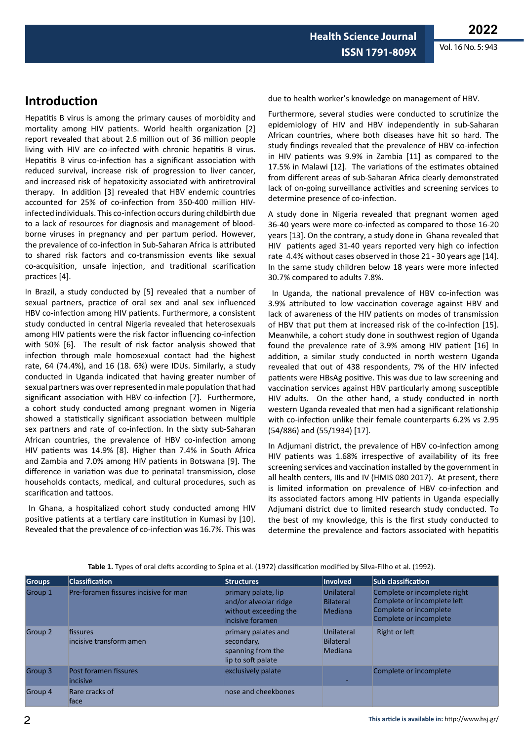## Introduction

Hepatitis B virus is among the primary causes of morbidity and mortality among HIV patients. World health organization [2] report revealed that about 2.6 million out of 36 million people living with HIV are co-infected with chronic hepatitis B virus. Hepatitis B virus co-infection has a significant association with reduced survival, increase risk of progression to liver cancer, and increased risk of hepatoxicity associated with antiretroviral therapy. In addition [3] revealed that HBV endemic countries accounted for 25% of co-infection from 350-400 million HIV-infected individuals. This co-infection occurs during childbirth due to a lack of resources for diagnosis and management of blood-borne viruses in pregnancy and per partum period. However, the prevalence of co-infection in Sub-Saharan Africa is attributed to shared risk factors and co-transmission events like sexual co-acquisition, unsafe injection, and traditional scarification practices [4].

In Brazil, a study conducted by [5] revealed that a number of sexual partners, practice of oral sex and anal sex influenced HBV co-infection among HIV patients. Furthermore, a consistent study conducted in central Nigeria revealed that heterosexuals among HIV patients were the risk factor influencing co-infection with 50% [6]. The result of risk factor analysis showed that infection through male homosexual contact had the highest rate, 64 (74.4%), and 16 (18. 6%) were IDUs. Similarly, a study conducted in Uganda indicated that having greater number of sexual partners was over represented in male population that had significant association with HBV co-infection [7]. Furthermore, a cohort study conducted among pregnant women in Nigeria showed a statistically significant association between multiple sex partners and rate of co-infection. In the sixty sub-Saharan African countries, the prevalence of HBV co-infection among HIV patients was 14.9% [8]. Higher than 7.4% in South Africa and Zambia and 7.0% among HIV patients in Botswana [9]. The difference in variation was due to perinatal transmission, close households contacts, medical, and cultural procedures, such as scarification and tattoos.

In Ghana, a hospitalized cohort study conducted among HIV positive patients at a tertiary care institution in Kumasi by [10]. Revealed that the prevalence of co-infection was 16.7%. This was due to health worker's knowledge on management of HBV.

Furthermore, several studies were conducted to scrutinize the epidemiology of HIV and HBV independently in sub-Saharan African countries, where both diseases have hit so hard. The study findings revealed that the prevalence of HBV co-infection in HIV patients was 9.9% in Zambia [11] as compared to the 17.5% in Malawi [12]. The variations of the estimates obtained from different areas of sub-Saharan Africa clearly demonstrated lack of on-going surveillance activities and screening services to determine presence of co-infection.

A study done in Nigeria revealed that pregnant women aged 36-40 years were more co-infected as compared to those 16-20 years [13]. On the contrary, a study done in Ghana revealed that HIV patients aged 31-40 years reported very high co infection rate 4.4% without cases observed in those 21 - 30 years age [14]. In the same study children below 18 years were more infected 30.7% compared to adults 7.8%.

In Uganda, the national prevalence of HBV co-infection was 3.9% attributed to low vaccination coverage against HBV and lack of awareness of the HIV patients on modes of transmission of HBV that put them at increased risk of the co-infection [15]. Meanwhile, a cohort study done in southwest region of Uganda found the prevalence rate of 3.9% among HIV patient [16] In addition, a similar study conducted in north western Uganda revealed that out of 438 respondents, 7% of the HIV infected patients were HBsAg positive. This was due to law screening and vaccination services against HBV particularly among susceptible HIV adults. On the other hand, a study conducted in north western Uganda revealed that men had a significant relationship with co-infection unlike their female counterparts 6.2% vs 2.95 (54/886) and (55/1934) [17].

In Adjumani district, the prevalence of HBV co-infection among HIV patients was 1.68% irrespective of availability of its free screening services and vaccination installed by the government in all health centers, IIIs and IV (HMIS 080 2017). At present, there is limited information on prevalence of HBV co-infection and its associated factors among HIV patients in Uganda especially Adjumani district due to limited research study conducted. To the best of my knowledge, this is the first study conducted to determine the prevalence and factors associated with hepatitis

**Table 1.** Types of oral clefts according to Spina et al. (1972) classification modified by Silva-Filho et al. (1992).

| Groups | Classification | Structures | Involved | Sub classification |
|---|---|---|---|---|
| Group 1 | Pre-foramen fissures incisive for man | primary palate, lip and/or alveolar ridge without exceeding the incisive foramen | Unilateral<br>Bilateral<br>Mediana | Complete or incomplete right<br>Complete or incomplete left<br>Complete or incomplete<br>Complete or incomplete |
| Group 2 | fissures<br>incisive transform amen | primary palates and secondary, spanning from the lip to soft palate | Unilateral<br>Bilateral<br>Mediana | Right or left |
| Group 3 | Post foramen fissures incisive | exclusively palate | - | Complete or incomplete |
| Group 4 | Rare cracks of face | nose and cheekbones | | |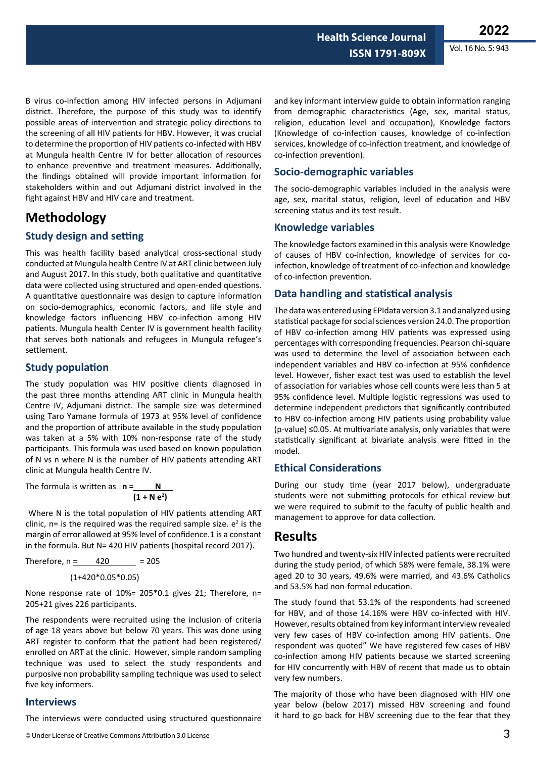B virus co-infection among HIV infected persons in Adjumani district. Therefore, the purpose of this study was to identify possible areas of intervention and strategic policy directions to the screening of all HIV patients for HBV. However, it was crucial to determine the proportion of HIV patients co-infected with HBV at Mungula health Centre IV for better allocation of resources to enhance preventive and treatment measures. Additionally, the findings obtained will provide important information for stakeholders within and out Adjumani district involved in the fight against HBV and HIV care and treatment.

# Methodology

## Study design and setting

This was health facility based analytical cross-sectional study conducted at Mungula health Centre IV at ART clinic between July and August 2017. In this study, both qualitative and quantitative data were collected using structured and open-ended questions. A quantitative questionnaire was design to capture information on socio-demographics, economic factors, and life style and knowledge factors influencing HBV co-infection among HIV patients. Mungula health Center IV is government health facility that serves both nationals and refugees in Mungula refugee's settlement.

## Study population

The study population was HIV positive clients diagnosed in the past three months attending ART clinic in Mungula health Centre IV, Adjumani district. The sample size was determined using Taro Yamane formula of 1973 at 95% level of confidence and the proportion of attribute available in the study population was taken at a 5% with 10% non-response rate of the study participants. This formula was used based on known population of N vs n where N is the number of HIV patients attending ART clinic at Mungula health Centre IV.

The formula is written as $\mathbf{n = \frac{N}{(1 + N e^2)}}$

Where N is the total population of HIV patients attending ART clinic, n= is the required was the required sample size. $e^2$ is the margin of error allowed at 95% level of confidence.1 is a constant in the formula. But N= 420 HIV patients (hospital record 2017).

Therefore, $n = \frac{420}{(1+420*0.05*0.05)} = 205$

None response rate of 10%= 205*0.1 gives 21; Therefore, n= 205+21 gives 226 participants.

The respondents were recruited using the inclusion of criteria of age 18 years above but below 70 years. This was done using ART register to conform that the patient had been registered/enrolled on ART at the clinic. However, simple random sampling technique was used to select the study respondents and purposive non probability sampling technique was used to select five key informers.

## Interviews

The interviews were conducted using structured questionnaire and key informant interview guide to obtain information ranging from demographic characteristics (Age, sex, marital status, religion, education level and occupation), Knowledge factors (Knowledge of co-infection causes, knowledge of co-infection services, knowledge of co-infection treatment, and knowledge of co-infection prevention).

## Socio-demographic variables

The socio-demographic variables included in the analysis were age, sex, marital status, religion, level of education and HBV screening status and its test result.

## Knowledge variables

The knowledge factors examined in this analysis were Knowledge of causes of HBV co-infection, knowledge of services for co-infection, knowledge of treatment of co-infection and knowledge of co-infection prevention.

## Data handling and statistical analysis

The data was entered using EPIdata version 3.1 and analyzed using statistical package for social sciences version 24.0. The proportion of HBV co-infection among HIV patients was expressed using percentages with corresponding frequencies. Pearson chi-square was used to determine the level of association between each independent variables and HBV co-infection at 95% confidence level. However, fisher exact test was used to establish the level of association for variables whose cell counts were less than 5 at 95% confidence level. Multiple logistic regressions was used to determine independent predictors that significantly contributed to HBV co-infection among HIV patients using probability value (p-value) ≤0.05. At multivariate analysis, only variables that were statistically significant at bivariate analysis were fitted in the model.

## Ethical Considerations

During our study time (year 2017 below), undergraduate students were not submitting protocols for ethical review but we were required to submit to the faculty of public health and management to approve for data collection.

# Results

Two hundred and twenty-six HIV infected patients were recruited during the study period, of which 58% were female, 38.1% were aged 20 to 30 years, 49.6% were married, and 43.6% Catholics and 53.5% had non-formal education.

The study found that 53.1% of the respondents had screened for HBV, and of those 14.16% were HBV co-infected with HIV. However, results obtained from key informant interview revealed very few cases of HBV co-infection among HIV patients. One respondent was quoted" We have registered few cases of HBV co-infection among HIV patients because we started screening for HIV concurrently with HBV of recent that made us to obtain very few numbers.

The majority of those who have been diagnosed with HIV one year below (below 2017) missed HBV screening and found it hard to go back for HBV screening due to the fear that they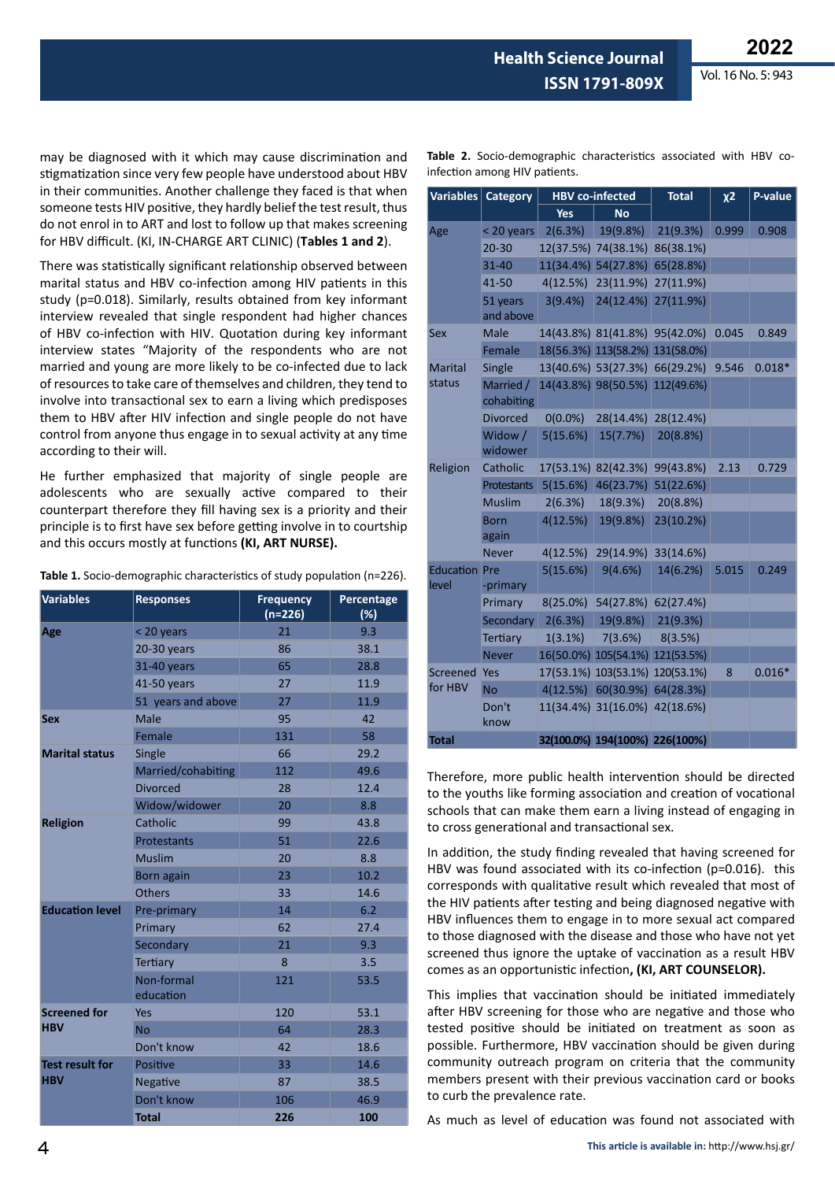may be diagnosed with it which may cause discrimination and stigmatization since very few people have understood about HBV in their communities. Another challenge they faced is that when someone tests HIV positive, they hardly belief the test result, thus do not enrol in to ART and lost to follow up that makes screening for HBV difficult. (KI, IN-CHARGE ART CLINIC) (**Tables 1 and 2**).

There was statistically significant relationship observed between marital status and HBV co-infection among HIV patients in this study (p=0.018). Similarly, results obtained from key informant interview revealed that single respondent had higher chances of HBV co-infection with HIV. Quotation during key informant interview states "Majority of the respondents who are not married and young are more likely to be co-infected due to lack of resources to take care of themselves and children, they tend to involve into transactional sex to earn a living which predisposes them to HBV after HIV infection and single people do not have control from anyone thus engage in to sexual activity at any time according to their will.

He further emphasized that majority of single people are adolescents who are sexually active compared to their counterpart therefore they fill having sex is a priority and their principle is to first have sex before getting involve in to courtship and this occurs mostly at functions **(KI, ART NURSE).**

**Table 1.** Socio-demographic characteristics of study population (n=226).

| Variables | Responses | Frequency (n=226) | Percentage (%) |
|---|---|---|---|
| **Age** | < 20 years | 21 | 9.3 |
| | 20-30 years | 86 | 38.1 |
| | 31-40 years | 65 | 28.8 |
| | 41-50 years | 27 | 11.9 |
| | 51 years and above | 27 | 11.9 |
| **Sex** | Male | 95 | 42 |
| | Female | 131 | 58 |
| **Marital status** | Single | 66 | 29.2 |
| | Married/cohabiting | 112 | 49.6 |
| | Divorced | 28 | 12.4 |
| | Widow/widower | 20 | 8.8 |
| **Religion** | Catholic | 99 | 43.8 |
| | Protestants | 51 | 22.6 |
| | Muslim | 20 | 8.8 |
| | Born again | 23 | 10.2 |
| | Others | 33 | 14.6 |
| **Education level** | Pre-primary | 14 | 6.2 |
| | Primary | 62 | 27.4 |
| | Secondary | 21 | 9.3 |
| | Tertiary | 8 | 3.5 |
| | Non-formal education | 121 | 53.5 |
| **Screened for HBV** | Yes | 120 | 53.1 |
| | No | 64 | 28.3 |
| | Don't know | 42 | 18.6 |
| **Test result for HBV** | Positive | 33 | 14.6 |
| | Negative | 87 | 38.5 |
| | Don't know | 106 | 46.9 |
| | **Total** | **226** | **100** |

**Table 2.** Socio-demographic characteristics associated with HBV co-infection among HIV patients.

| Variables | Category | HBV co-infected | | Total | χ2 | P-value |
|---|---|---|---|---|---|---|
| | | Yes | No | | | |
| Age | < 20 years | 2(6.3%) | 19(9.8%) | 21(9.3%) | 0.999 | 0.908 |
| | 20-30 | 12(37.5%) | 74(38.1%) | 86(38.1%) | | |
| | 31-40 | 11(34.4%) | 54(27.8%) | 65(28.8%) | | |
| | 41-50 | 4(12.5%) | 23(11.9%) | 27(11.9%) | | |
| | 51 years and above | 3(9.4%) | 24(12.4%) | 27(11.9%) | | |
| Sex | Male | 14(43.8%) | 81(41.8%) | 95(42.0%) | 0.045 | 0.849 |
| | Female | 18(56.3%) | 113(58.2%) | 131(58.0%) | | |
| Marital status | Single | 13(40.6%) | 53(27.3%) | 66(29.2%) | 9.546 | 0.018* |
| | Married / cohabiting | 14(43.8%) | 98(50.5%) | 112(49.6%) | | |
| | Divorced | 0(0.0%) | 28(14.4%) | 28(12.4%) | | |
| | Widow / widower | 5(15.6%) | 15(7.7%) | 20(8.8%) | | |
| Religion | Catholic | 17(53.1%) | 82(42.3%) | 99(43.8%) | 2.13 | 0.729 |
| | Protestants | 5(15.6%) | 46(23.7%) | 51(22.6%) | | |
| | Muslim | 2(6.3%) | 18(9.3%) | 20(8.8%) | | |
| | Born again | 4(12.5%) | 19(9.8%) | 23(10.2%) | | |
| | Never | 4(12.5%) | 29(14.9%) | 33(14.6%) | | |
| Education level | Pre -primary | 5(15.6%) | 9(4.6%) | 14(6.2%) | 5.015 | 0.249 |
| | Primary | 8(25.0%) | 54(27.8%) | 62(27.4%) | | |
| | Secondary | 2(6.3%) | 19(9.8%) | 21(9.3%) | | |
| | Tertiary | 1(3.1%) | 7(3.6%) | 8(3.5%) | | |
| | Never | 16(50.0%) | 105(54.1%) | 121(53.5%) | | |
| Screened for HBV | Yes | 17(53.1%) | 103(53.1%) | 120(53.1%) | 8 | 0.016* |
| | No | 4(12.5%) | 60(30.9%) | 64(28.3%) | | |
| | Don't know | 11(34.4%) | 31(16.0%) | 42(18.6%) | | |
| **Total** | | **32(100.0%)** | **194(100%)** | **226(100%)** | | |

Therefore, more public health intervention should be directed to the youths like forming association and creation of vocational schools that can make them earn a living instead of engaging in to cross generational and transactional sex.

In addition, the study finding revealed that having screened for HBV was found associated with its co-infection (p=0.016). this corresponds with qualitative result which revealed that most of the HIV patients after testing and being diagnosed negative with HBV influences them to engage in to more sexual act compared to those diagnosed with the disease and those who have not yet screened thus ignore the uptake of vaccination as a result HBV comes as an opportunistic infection**, (KI, ART COUNSELOR).**

This implies that vaccination should be initiated immediately after HBV screening for those who are negative and those who tested positive should be initiated on treatment as soon as possible. Furthermore, HBV vaccination should be given during community outreach program on criteria that the community members present with their previous vaccination card or books to curb the prevalence rate.

As much as level of education was found not associated with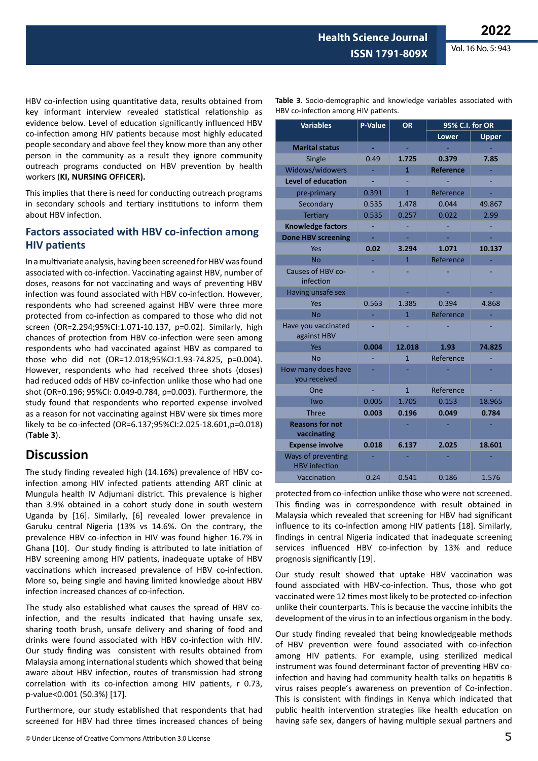HBV co-infection using quantitative data, results obtained from key informant interview revealed statistical relationship as evidence below. Level of education significantly influenced HBV co-infection among HIV patients because most highly educated people secondary and above feel they know more than any other person in the community as a result they ignore community outreach programs conducted on HBV prevention by health workers (**KI, NURSING OFFICER).**

This implies that there is need for conducting outreach programs in secondary schools and tertiary institutions to inform them about HBV infection.

### Factors associated with HBV co-infection among HIV patients

In a multivariate analysis, having been screened for HBV was found associated with co-infection. Vaccinating against HBV, number of doses, reasons for not vaccinating and ways of preventing HBV infection was found associated with HBV co-infection. However, respondents who had screened against HBV were three more protected from co-infection as compared to those who did not screen (OR=2.294;95%CI:1.071-10.137, p=0.02). Similarly, high chances of protection from HBV co-infection were seen among respondents who had vaccinated against HBV as compared to those who did not (OR=12.018;95%CI:1.93-74.825, p=0.004). However, respondents who had received three shots (doses) had reduced odds of HBV co-infection unlike those who had one shot (OR=0.196; 95%CI: 0.049-0.784, p=0.003). Furthermore, the study found that respondents who reported expense involved as a reason for not vaccinating against HBV were six times more likely to be co-infected (OR=6.137;95%CI:2.025-18.601,p=0.018) (**Table 3**).

**Table 3**. Socio-demographic and knowledge variables associated with HBV co-infection among HIV patients.

| Variables | P-Value | OR | 95% C.I. for OR | |
|---|---|---|---|---|
| | | | Lower | Upper |
| **Marital status** | - | - | - | - |
| Single | 0.49 | **1.725** | **0.379** | **7.85** |
| Widows/widowers | - | **1** | **Reference** | - |
| **Level of education** | - | - | - | - |
| pre-primary | 0.391 | 1 | Reference | - |
| Secondary | 0.535 | 1.478 | 0.044 | 49.867 |
| Tertiary | 0.535 | 0.257 | 0.022 | 2.99 |
| **Knowledge factors** | - | - | - | - |
| **Done HBV screening** | - | - | - | - |
| Yes | **0.02** | **3.294** | **1.071** | **10.137** |
| No | - | 1 | Reference | - |
| Causes of HBV co-infection | - | - | - | - |
| Having unsafe sex | | - | - | - |
| Yes | 0.563 | 1.385 | 0.394 | 4.868 |
| No | - | 1 | Reference | - |
| Have you vaccinated against HBV | - | - | - | - |
| Yes | **0.004** | **12.018** | **1.93** | **74.825** |
| No | - | 1 | Reference | - |
| How many does have you received | - | - | - | - |
| One | - | 1 | Reference | - |
| Two | 0.005 | 1.705 | 0.153 | 18.965 |
| Three | **0.003** | **0.196** | **0.049** | **0.784** |
| **Reasons for not vaccinating** | | - | - | - |
| **Expense involve** | **0.018** | **6.137** | **2.025** | **18.601** |
| Ways of preventing HBV infection | - | - | - | - |
| Vaccination | 0.24 | 0.541 | 0.186 | 1.576 |

## Discussion

The study finding revealed high (14.16%) prevalence of HBV co-infection among HIV infected patients attending ART clinic at Mungula health IV Adjumani district. This prevalence is higher than 3.9% obtained in a cohort study done in south western Uganda by [16]. Similarly, [6] revealed lower prevalence in Garuku central Nigeria (13% vs 14.6%. On the contrary, the prevalence HBV co-infection in HIV was found higher 16.7% in Ghana [10]. Our study finding is attributed to late initiation of HBV screening among HIV patients, inadequate uptake of HBV vaccinations which increased prevalence of HBV co-infection. More so, being single and having limited knowledge about HBV infection increased chances of co-infection.

The study also established what causes the spread of HBV co-infection, and the results indicated that having unsafe sex, sharing tooth brush, unsafe delivery and sharing of food and drinks were found associated with HBV co-infection with HIV. Our study finding was consistent with results obtained from Malaysia among international students which showed that being aware about HBV infection, routes of transmission had strong correlation with its co-infection among HIV patients, r 0.73, p-value<0.001 (50.3%) [17].

Furthermore, our study established that respondents that had screened for HBV had three times increased chances of being protected from co-infection unlike those who were not screened. This finding was in correspondence with result obtained in Malaysia which revealed that screening for HBV had significant influence to its co-infection among HIV patients [18]. Similarly, findings in central Nigeria indicated that inadequate screening services influenced HBV co-infection by 13% and reduce prognosis significantly [19].

Our study result showed that uptake HBV vaccination was found associated with HBV-co-infection. Thus, those who got vaccinated were 12 times most likely to be protected co-infection unlike their counterparts. This is because the vaccine inhibits the development of the virus in to an infectious organism in the body.

Our study finding revealed that being knowledgeable methods of HBV prevention were found associated with co-infection among HIV patients. For example, using sterilized medical instrument was found determinant factor of preventing HBV co-infection and having had community health talks on hepatitis B virus raises people's awareness on prevention of Co-infection. This is consistent with findings in Kenya which indicated that public health intervention strategies like health education on having safe sex, dangers of having multiple sexual partners and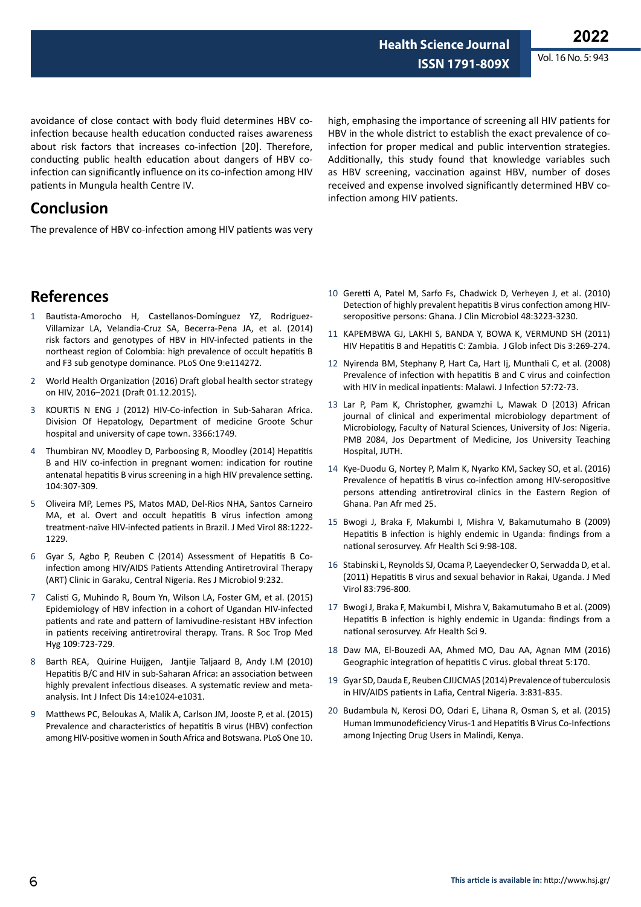avoidance of close contact with body fluid determines HBV co-infection because health education conducted raises awareness about risk factors that increases co-infection [20]. Therefore, conducting public health education about dangers of HBV co-infection can significantly influence on its co-infection among HIV patients in Mungula health Centre IV.

## Conclusion

The prevalence of HBV co-infection among HIV patients was very high, emphasing the importance of screening all HIV patients for HBV in the whole district to establish the exact prevalence of co-infection for proper medical and public intervention strategies. Additionally, this study found that knowledge variables such as HBV screening, vaccination against HBV, number of doses received and expense involved significantly determined HBV co-infection among HIV patients.

## References

1. Bautista-Amorocho H, Castellanos-Domínguez YZ, Rodríguez-Villamizar LA, Velandia-Cruz SA, Becerra-Pena JA, et al. (2014) risk factors and genotypes of HBV in HIV-infected patients in the northeast region of Colombia: high prevalence of occult hepatitis B and F3 sub genotype dominance. PLoS One 9:e114272.
2. World Health Organization (2016) Draft global health sector strategy on HIV, 2016–2021 (Draft 01.12.2015).
3. KOURTIS N ENG J (2012) HIV-Co-infection in Sub-Saharan Africa. Division Of Hepatology, Department of medicine Groote Schur hospital and university of cape town. 3366:1749.
4. Thumbiran NV, Moodley D, Parboosing R, Moodley (2014) Hepatitis B and HIV co-infection in pregnant women: indication for routine antenatal hepatitis B virus screening in a high HIV prevalence setting. 104:307-309.
5. Oliveira MP, Lemes PS, Matos MAD, Del-Rios NHA, Santos Carneiro MA, et al. Overt and occult hepatitis B virus infection among treatment-naïve HIV-infected patients in Brazil. J Med Virol 88:1222-1229.
6. Gyar S, Agbo P, Reuben C (2014) Assessment of Hepatitis B Co-infection among HIV/AIDS Patients Attending Antiretroviral Therapy (ART) Clinic in Garaku, Central Nigeria. Res J Microbiol 9:232.
7. Calisti G, Muhindo R, Boum Yn, Wilson LA, Foster GM, et al. (2015) Epidemiology of HBV infection in a cohort of Ugandan HIV-infected patients and rate and pattern of lamivudine-resistant HBV infection in patients receiving antiretroviral therapy. Trans. R Soc Trop Med Hyg 109:723-729.
8. Barth REA, Quirine Huijgen, Jantjie Taljaard B, Andy I.M (2010) Hepatitis B/C and HIV in sub-Saharan Africa: an association between highly prevalent infectious diseases. A systematic review and meta-analysis. Int J Infect Dis 14:e1024-e1031.
9. Matthews PC, Beloukas A, Malik A, Carlson JM, Jooste P, et al. (2015) Prevalence and characteristics of hepatitis B virus (HBV) confection among HIV-positive women in South Africa and Botswana. PLoS One 10.
10. Geretti A, Patel M, Sarfo Fs, Chadwick D, Verheyen J, et al. (2010) Detection of highly prevalent hepatitis B virus confection among HIV-seropositive persons: Ghana. J Clin Microbiol 48:3223-3230.
11. KAPEMBWA GJ, LAKHI S, BANDA Y, BOWA K, VERMUND SH (2011) HIV Hepatitis B and Hepatitis C: Zambia. J Glob infect Dis 3:269-274.
12. Nyirenda BM, Stephany P, Hart Ca, Hart Ij, Munthali C, et al. (2008) Prevalence of infection with hepatitis B and C virus and coinfection with HIV in medical inpatients: Malawi. J Infection 57:72-73.
13. Lar P, Pam K, Christopher, gwamzhi L, Mawak D (2013) African journal of clinical and experimental microbiology department of Microbiology, Faculty of Natural Sciences, University of Jos: Nigeria. PMB 2084, Jos Department of Medicine, Jos University Teaching Hospital, JUTH.
14. Kye-Duodu G, Nortey P, Malm K, Nyarko KM, Sackey SO, et al. (2016) Prevalence of hepatitis B virus co-infection among HIV-seropositive persons attending antiretroviral clinics in the Eastern Region of Ghana. Pan Afr med 25.
15. Bwogi J, Braka F, Makumbi I, Mishra V, Bakamutumaho B (2009) Hepatitis B infection is highly endemic in Uganda: findings from a national serosurvey. Afr Health Sci 9:98-108.
16. Stabinski L, Reynolds SJ, Ocama P, Laeyendecker O, Serwadda D, et al. (2011) Hepatitis B virus and sexual behavior in Rakai, Uganda. J Med Virol 83:796-800.
17. Bwogi J, Braka F, Makumbi I, Mishra V, Bakamutumaho B et al. (2009) Hepatitis B infection is highly endemic in Uganda: findings from a national serosurvey. Afr Health Sci 9.
18. Daw MA, El-Bouzedi AA, Ahmed MO, Dau AA, Agnan MM (2016) Geographic integration of hepatitis C virus. global threat 5:170.
19. Gyar SD, Dauda E, Reuben CJIJCMAS (2014) Prevalence of tuberculosis in HIV/AIDS patients in Lafia, Central Nigeria. 3:831-835.
20. Budambula N, Kerosi DO, Odari E, Lihana R, Osman S, et al. (2015) Human Immunodeficiency Virus-1 and Hepatitis B Virus Co-Infections among Injecting Drug Users in Malindi, Kenya.